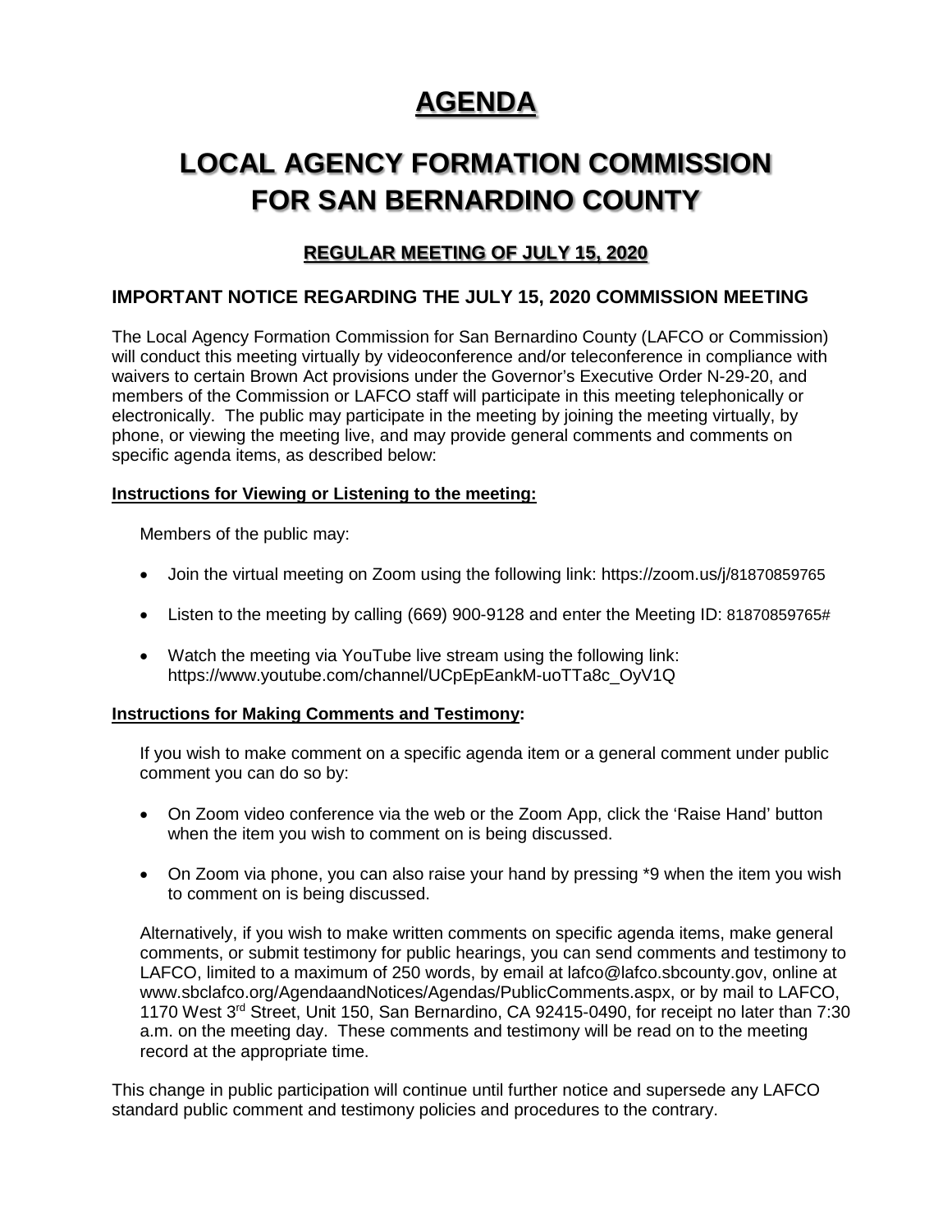# AGENDA

# LOCAL AGENCY FORMATION COMMISSION FOR SAN BERNARDINO COUNTY

## REGULAR MEETING OF JULY 15, 2020

### IMPORTANT NOTICE REGARDING THE JULY 15, 2020 COMMISSION MEETING

The Local Agency Formation Commission for San Bernardino County (LAFCO or Commission) will conduct this meeting virtually by videoconference and/or teleconference in compliance with waivers to certain Brown Act provisions under the Governor's Executive Order N-29-20, and members of the Commission or LAFCO staff will participate in this meeting telephonically or electronically. The public may participate in the meeting by joining the meeting virtually, by phone, or viewing the meeting live, and may provide general comments and comments on specific agenda items, as described below:

**Instructions for Viewing or Listening to the meeting:**

Members of the public may:

- Join the virtual meeting on Zoom using the following link: https://zoom.us/j/81870859765
- Listen to the meeting by calling (669) 900-9128 and enter the Meeting ID: 81870859765#
- Watch the meeting via YouTube live stream using the following link: https://www.youtube.com/channel/UCpEpEankM-uoTTa8c_OyV1Q

**Instructions for Making Comments and Testimony:**

If you wish to make comment on a specific agenda item or a general comment under public comment you can do so by:

- On Zoom video conference via the web or the Zoom App, click the 'Raise Hand' button when the item you wish to comment on is being discussed.
- On Zoom via phone, you can also raise your hand by pressing *9 when the item you wish to comment on is being discussed.

Alternatively, if you wish to make written comments on specific agenda items, make general comments, or submit testimony for public hearings, you can send comments and testimony to LAFCO, limited to a maximum of 250 words, by email at lafco@lafco.sbcounty.gov, online at www.sbclafco.org/AgendaandNotices/Agendas/PublicComments.aspx, or by mail to LAFCO, 1170 West 3rd Street, Unit 150, San Bernardino, CA 92415-0490, for receipt no later than 7:30 a.m. on the meeting day. These comments and testimony will be read on to the meeting record at the appropriate time.

This change in public participation will continue until further notice and supersede any LAFCO standard public comment and testimony policies and procedures to the contrary.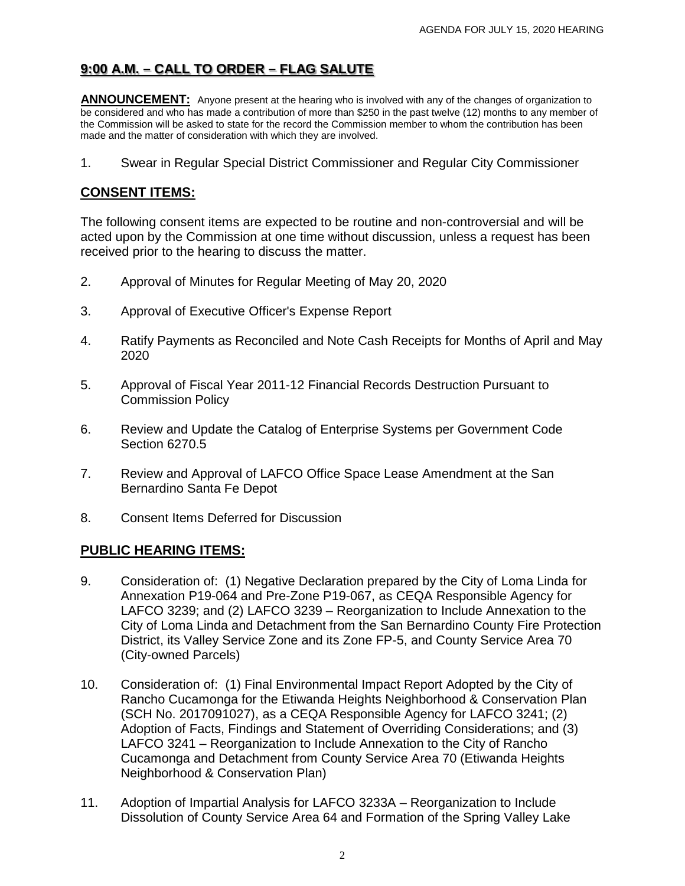## 9:00 A.M. – CALL TO ORDER – FLAG SALUTE

**ANNOUNCEMENT:** Anyone present at the hearing who is involved with any of the changes of organization to be considered and who has made a contribution of more than $250 in the past twelve (12) months to any member of the Commission will be asked to state for the record the Commission member to whom the contribution has been made and the matter of consideration with which they are involved.

1. Swear in Regular Special District Commissioner and Regular City Commissioner

## CONSENT ITEMS:

The following consent items are expected to be routine and non-controversial and will be acted upon by the Commission at one time without discussion, unless a request has been received prior to the hearing to discuss the matter.

2. Approval of Minutes for Regular Meeting of May 20, 2020

3. Approval of Executive Officer's Expense Report

4. Ratify Payments as Reconciled and Note Cash Receipts for Months of April and May 2020

5. Approval of Fiscal Year 2011-12 Financial Records Destruction Pursuant to Commission Policy

6. Review and Update the Catalog of Enterprise Systems per Government Code Section 6270.5

7. Review and Approval of LAFCO Office Space Lease Amendment at the San Bernardino Santa Fe Depot

8. Consent Items Deferred for Discussion

## PUBLIC HEARING ITEMS:

9. Consideration of: (1) Negative Declaration prepared by the City of Loma Linda for Annexation P19-064 and Pre-Zone P19-067, as CEQA Responsible Agency for LAFCO 3239; and (2) LAFCO 3239 – Reorganization to Include Annexation to the City of Loma Linda and Detachment from the San Bernardino County Fire Protection District, its Valley Service Zone and its Zone FP-5, and County Service Area 70 (City-owned Parcels)

10. Consideration of: (1) Final Environmental Impact Report Adopted by the City of Rancho Cucamonga for the Etiwanda Heights Neighborhood & Conservation Plan (SCH No. 2017091027), as a CEQA Responsible Agency for LAFCO 3241; (2) Adoption of Facts, Findings and Statement of Overriding Considerations; and (3) LAFCO 3241 – Reorganization to Include Annexation to the City of Rancho Cucamonga and Detachment from County Service Area 70 (Etiwanda Heights Neighborhood & Conservation Plan)

11. Adoption of Impartial Analysis for LAFCO 3233A – Reorganization to Include Dissolution of County Service Area 64 and Formation of the Spring Valley Lake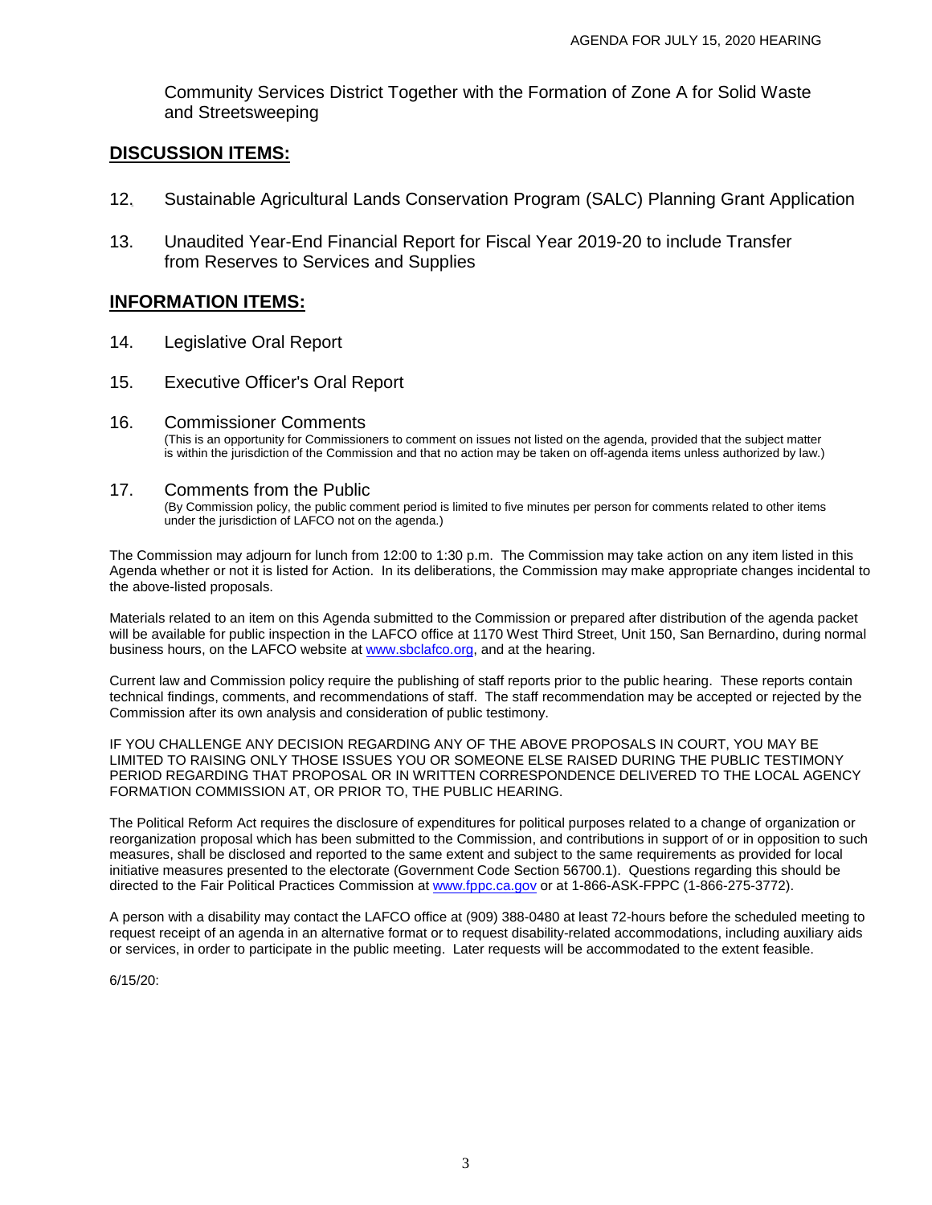Community Services District Together with the Formation of Zone A for Solid Waste and Streetsweeping

## DISCUSSION ITEMS:

12. Sustainable Agricultural Lands Conservation Program (SALC) Planning Grant Application

13. Unaudited Year-End Financial Report for Fiscal Year 2019-20 to include Transfer from Reserves to Services and Supplies

## INFORMATION ITEMS:

14. Legislative Oral Report

15. Executive Officer's Oral Report

16. Commissioner Comments
    (This is an opportunity for Commissioners to comment on issues not listed on the agenda, provided that the subject matter is within the jurisdiction of the Commission and that no action may be taken on off-agenda items unless authorized by law.)

17. Comments from the Public
    (By Commission policy, the public comment period is limited to five minutes per person for comments related to other items under the jurisdiction of LAFCO not on the agenda.)

The Commission may adjourn for lunch from 12:00 to 1:30 p.m. The Commission may take action on any item listed in this Agenda whether or not it is listed for Action. In its deliberations, the Commission may make appropriate changes incidental to the above-listed proposals.

Materials related to an item on this Agenda submitted to the Commission or prepared after distribution of the agenda packet will be available for public inspection in the LAFCO office at 1170 West Third Street, Unit 150, San Bernardino, during normal business hours, on the LAFCO website at www.sbclafco.org, and at the hearing.

Current law and Commission policy require the publishing of staff reports prior to the public hearing. These reports contain technical findings, comments, and recommendations of staff. The staff recommendation may be accepted or rejected by the Commission after its own analysis and consideration of public testimony.

IF YOU CHALLENGE ANY DECISION REGARDING ANY OF THE ABOVE PROPOSALS IN COURT, YOU MAY BE LIMITED TO RAISING ONLY THOSE ISSUES YOU OR SOMEONE ELSE RAISED DURING THE PUBLIC TESTIMONY PERIOD REGARDING THAT PROPOSAL OR IN WRITTEN CORRESPONDENCE DELIVERED TO THE LOCAL AGENCY FORMATION COMMISSION AT, OR PRIOR TO, THE PUBLIC HEARING.

The Political Reform Act requires the disclosure of expenditures for political purposes related to a change of organization or reorganization proposal which has been submitted to the Commission, and contributions in support of or in opposition to such measures, shall be disclosed and reported to the same extent and subject to the same requirements as provided for local initiative measures presented to the electorate (Government Code Section 56700.1). Questions regarding this should be directed to the Fair Political Practices Commission at www.fppc.ca.gov or at 1-866-ASK-FPPC (1-866-275-3772).

A person with a disability may contact the LAFCO office at (909) 388-0480 at least 72-hours before the scheduled meeting to request receipt of an agenda in an alternative format or to request disability-related accommodations, including auxiliary aids or services, in order to participate in the public meeting. Later requests will be accommodated to the extent feasible.

6/15/20: